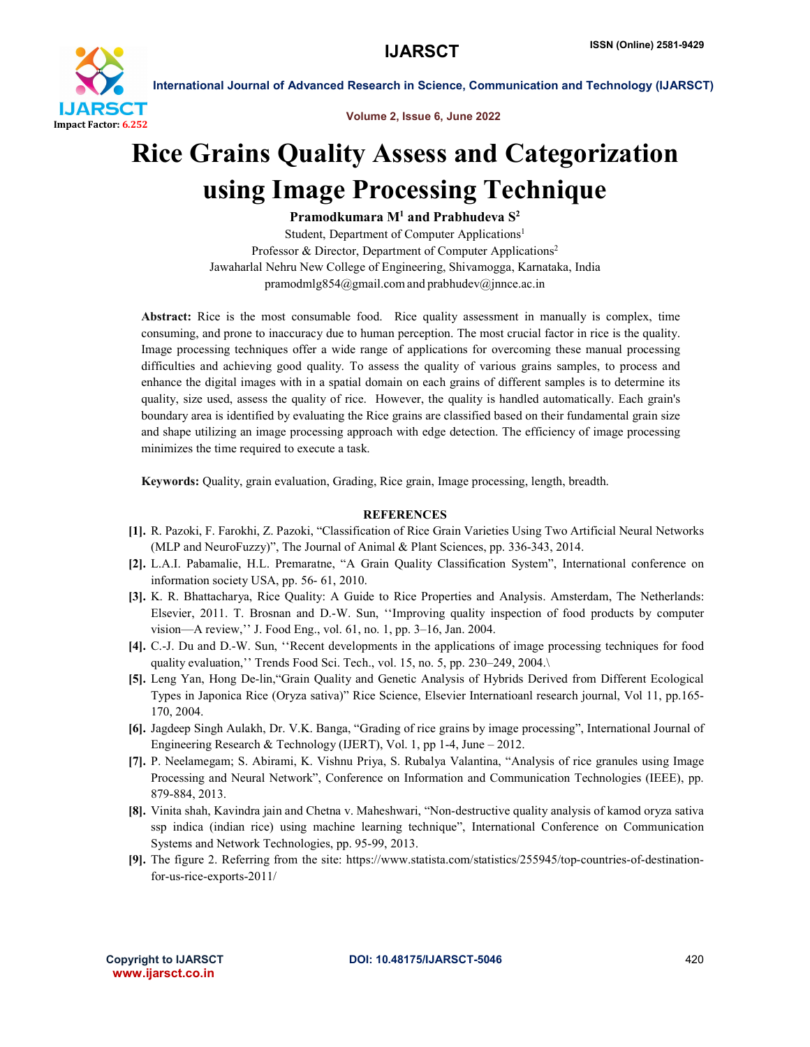# Rice Grains Quality Assess and Categorization using Image Processing Technique

**Pramodkumara M[1] and Prabhudeva S[2]**

Student, Department of Computer Applications[1]

Professor & Director, Department of Computer Applications[2]

Jawaharlal Nehru New College of Engineering, Shivamogga, Karnataka, India

pramodmlg854@gmail.com and prabhudev@jnnce.ac.in

**Abstract:** Rice is the most consumable food. Rice quality assessment in manually is complex, time consuming, and prone to inaccuracy due to human perception. The most crucial factor in rice is the quality. Image processing techniques offer a wide range of applications for overcoming these manual processing difficulties and achieving good quality. To assess the quality of various grains samples, to process and enhance the digital images with in a spatial domain on each grains of different samples is to determine its quality, size used, assess the quality of rice. However, the quality is handled automatically. Each grain's boundary area is identified by evaluating the Rice grains are classified based on their fundamental grain size and shape utilizing an image processing approach with edge detection. The efficiency of image processing minimizes the time required to execute a task.

**Keywords:** Quality, grain evaluation, Grading, Rice grain, Image processing, length, breadth.

## REFERENCES

**[1].** R. Pazoki, F. Farokhi, Z. Pazoki, "Classification of Rice Grain Varieties Using Two Artificial Neural Networks (MLP and NeuroFuzzy)", The Journal of Animal & Plant Sciences, pp. 336-343, 2014.

**[2].** L.A.I. Pabamalie, H.L. Premaratne, "A Grain Quality Classification System", International conference on information society USA, pp. 56- 61, 2010.

**[3].** K. R. Bhattacharya, Rice Quality: A Guide to Rice Properties and Analysis. Amsterdam, The Netherlands: Elsevier, 2011. T. Brosnan and D.-W. Sun, ''Improving quality inspection of food products by computer vision—A review,'' J. Food Eng., vol. 61, no. 1, pp. 3–16, Jan. 2004.

**[4].** C.-J. Du and D.-W. Sun, ''Recent developments in the applications of image processing techniques for food quality evaluation,'' Trends Food Sci. Tech., vol. 15, no. 5, pp. 230–249, 2004.\

**[5].** Leng Yan, Hong De-lin,"Grain Quality and Genetic Analysis of Hybrids Derived from Different Ecological Types in Japonica Rice (Oryza sativa)" Rice Science, Elsevier Internatioanl research journal, Vol 11, pp.165-170, 2004.

**[6].** Jagdeep Singh Aulakh, Dr. V.K. Banga, "Grading of rice grains by image processing", International Journal of Engineering Research & Technology (IJERT), Vol. 1, pp 1-4, June – 2012.

**[7].** P. Neelamegam; S. Abirami, K. Vishnu Priya, S. Rubalya Valantina, "Analysis of rice granules using Image Processing and Neural Network", Conference on Information and Communication Technologies (IEEE), pp. 879-884, 2013.

**[8].** Vinita shah, Kavindra jain and Chetna v. Maheshwari, "Non-destructive quality analysis of kamod oryza sativa ssp indica (indian rice) using machine learning technique", International Conference on Communication Systems and Network Technologies, pp. 95-99, 2013.

**[9].** The figure 2. Referring from the site: https://www.statista.com/statistics/255945/top-countries-of-destination-for-us-rice-exports-2011/